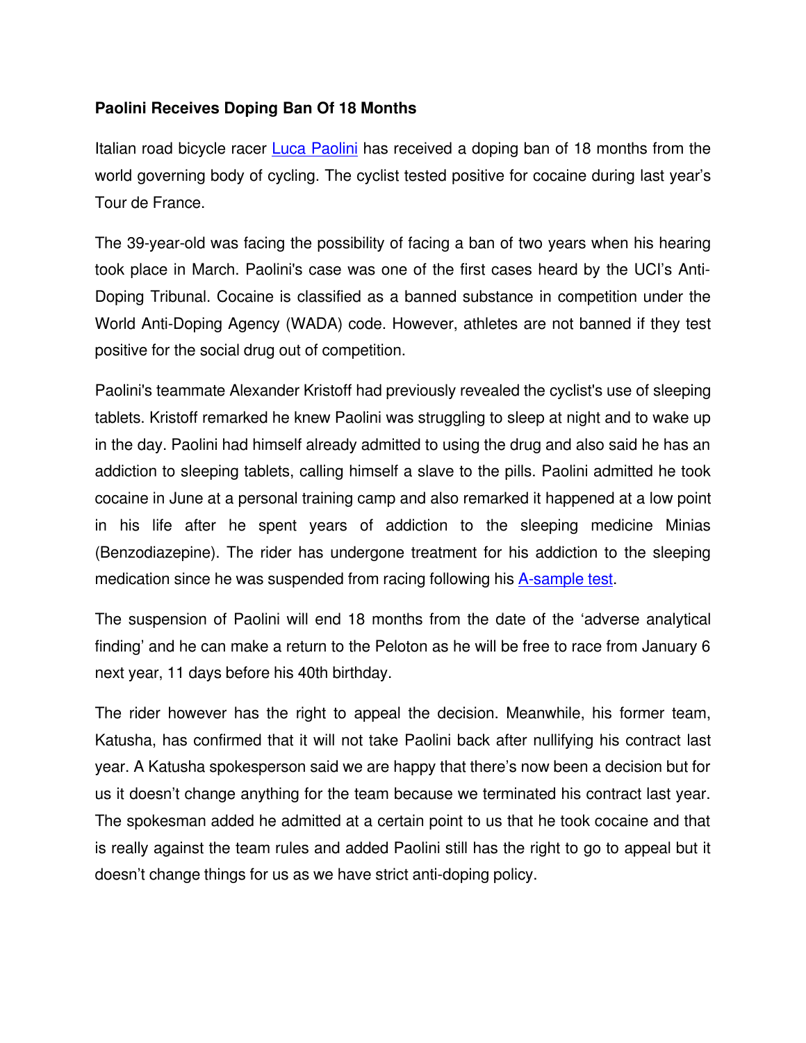**Paolini Receives Doping Ban Of 18 Months**

Italian road bicycle racer [Luca Paolini]() has received a doping ban of 18 months from the world governing body of cycling. The cyclist tested positive for cocaine during last year's Tour de France.

The 39-year-old was facing the possibility of facing a ban of two years when his hearing took place in March. Paolini's case was one of the first cases heard by the UCI's Anti-Doping Tribunal. Cocaine is classified as a banned substance in competition under the World Anti-Doping Agency (WADA) code. However, athletes are not banned if they test positive for the social drug out of competition.

Paolini's teammate Alexander Kristoff had previously revealed the cyclist's use of sleeping tablets. Kristoff remarked he knew Paolini was struggling to sleep at night and to wake up in the day. Paolini had himself already admitted to using the drug and also said he has an addiction to sleeping tablets, calling himself a slave to the pills. Paolini admitted he took cocaine in June at a personal training camp and also remarked it happened at a low point in his life after he spent years of addiction to the sleeping medicine Minias (Benzodiazepine). The rider has undergone treatment for his addiction to the sleeping medication since he was suspended from racing following his [A-sample test]().

The suspension of Paolini will end 18 months from the date of the 'adverse analytical finding' and he can make a return to the Peloton as he will be free to race from January 6 next year, 11 days before his 40th birthday.

The rider however has the right to appeal the decision. Meanwhile, his former team, Katusha, has confirmed that it will not take Paolini back after nullifying his contract last year. A Katusha spokesperson said we are happy that there's now been a decision but for us it doesn't change anything for the team because we terminated his contract last year. The spokesman added he admitted at a certain point to us that he took cocaine and that is really against the team rules and added Paolini still has the right to go to appeal but it doesn't change things for us as we have strict anti-doping policy.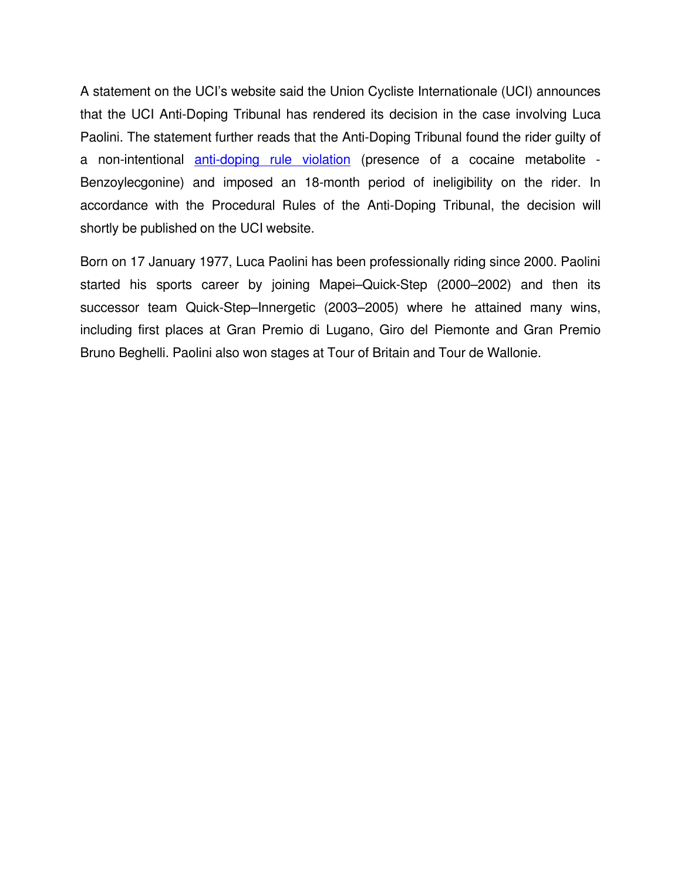A statement on the UCI's website said the Union Cycliste Internationale (UCI) announces that the UCI Anti-Doping Tribunal has rendered its decision in the case involving Luca Paolini. The statement further reads that the Anti-Doping Tribunal found the rider guilty of a non-intentional anti-doping rule violation (presence of a cocaine metabolite - Benzoylecgonine) and imposed an 18-month period of ineligibility on the rider. In accordance with the Procedural Rules of the Anti-Doping Tribunal, the decision will shortly be published on the UCI website.

Born on 17 January 1977, Luca Paolini has been professionally riding since 2000. Paolini started his sports career by joining Mapei–Quick-Step (2000–2002) and then its successor team Quick-Step–Innergetic (2003–2005) where he attained many wins, including first places at Gran Premio di Lugano, Giro del Piemonte and Gran Premio Bruno Beghelli. Paolini also won stages at Tour of Britain and Tour de Wallonie.